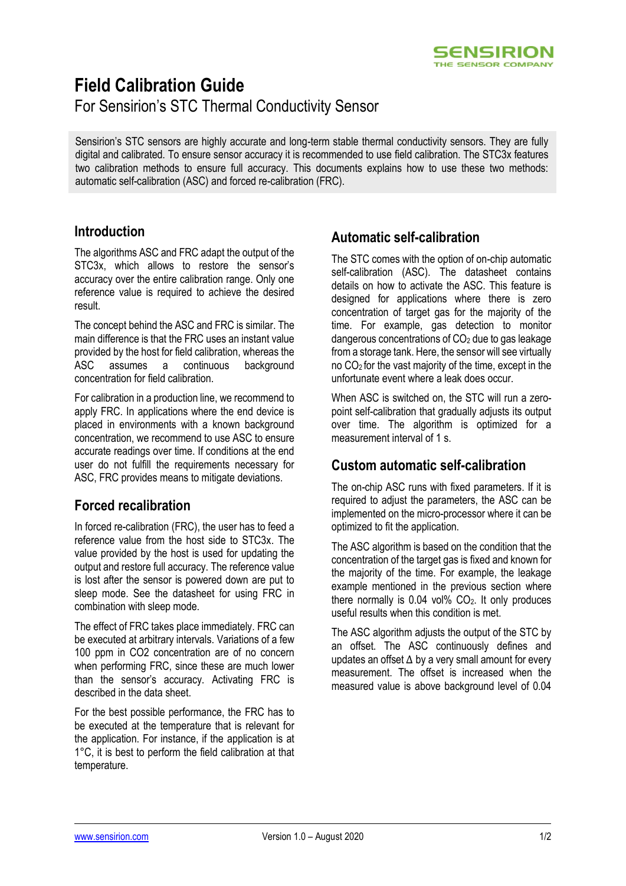# Field Calibration Guide

For Sensirion's STC Thermal Conductivity Sensor

Sensirion's STC sensors are highly accurate and long-term stable thermal conductivity sensors. They are fully digital and calibrated. To ensure sensor accuracy it is recommended to use field calibration. The STC3x features two calibration methods to ensure full accuracy. This documents explains how to use these two methods: automatic self-calibration (ASC) and forced re-calibration (FRC).

## Introduction

The algorithms ASC and FRC adapt the output of the STC3x, which allows to restore the sensor's accuracy over the entire calibration range. Only one reference value is required to achieve the desired result.

The concept behind the ASC and FRC is similar. The main difference is that the FRC uses an instant value provided by the host for field calibration, whereas the ASC assumes a continuous background concentration for field calibration.

For calibration in a production line, we recommend to apply FRC. In applications where the end device is placed in environments with a known background concentration, we recommend to use ASC to ensure accurate readings over time. If conditions at the end user do not fulfill the requirements necessary for ASC, FRC provides means to mitigate deviations.

## Forced recalibration

In forced re-calibration (FRC), the user has to feed a reference value from the host side to STC3x. The value provided by the host is used for updating the output and restore full accuracy. The reference value is lost after the sensor is powered down are put to sleep mode. See the datasheet for using FRC in combination with sleep mode.

The effect of FRC takes place immediately. FRC can be executed at arbitrary intervals. Variations of a few 100 ppm in CO2 concentration are of no concern when performing FRC, since these are much lower than the sensor's accuracy. Activating FRC is described in the data sheet.

For the best possible performance, the FRC has to be executed at the temperature that is relevant for the application. For instance, if the application is at 1°C, it is best to perform the field calibration at that temperature.

## Automatic self-calibration

The STC comes with the option of on-chip automatic self-calibration (ASC). The datasheet contains details on how to activate the ASC. This feature is designed for applications where there is zero concentration of target gas for the majority of the time. For example, gas detection to monitor dangerous concentrations of $CO_2$ due to gas leakage from a storage tank. Here, the sensor will see virtually no $CO_2$ for the vast majority of the time, except in the unfortunate event where a leak does occur.

When ASC is switched on, the STC will run a zero-point self-calibration that gradually adjusts its output over time. The algorithm is optimized for a measurement interval of 1 s.

## Custom automatic self-calibration

The on-chip ASC runs with fixed parameters. If it is required to adjust the parameters, the ASC can be implemented on the micro-processor where it can be optimized to fit the application.

The ASC algorithm is based on the condition that the concentration of the target gas is fixed and known for the majority of the time. For example, the leakage example mentioned in the previous section where there normally is 0.04 vol% $CO_2$. It only produces useful results when this condition is met.

The ASC algorithm adjusts the output of the STC by an offset. The ASC continuously defines and updates an offset $\Delta$ by a very small amount for every measurement. The offset is increased when the measured value is above background level of 0.04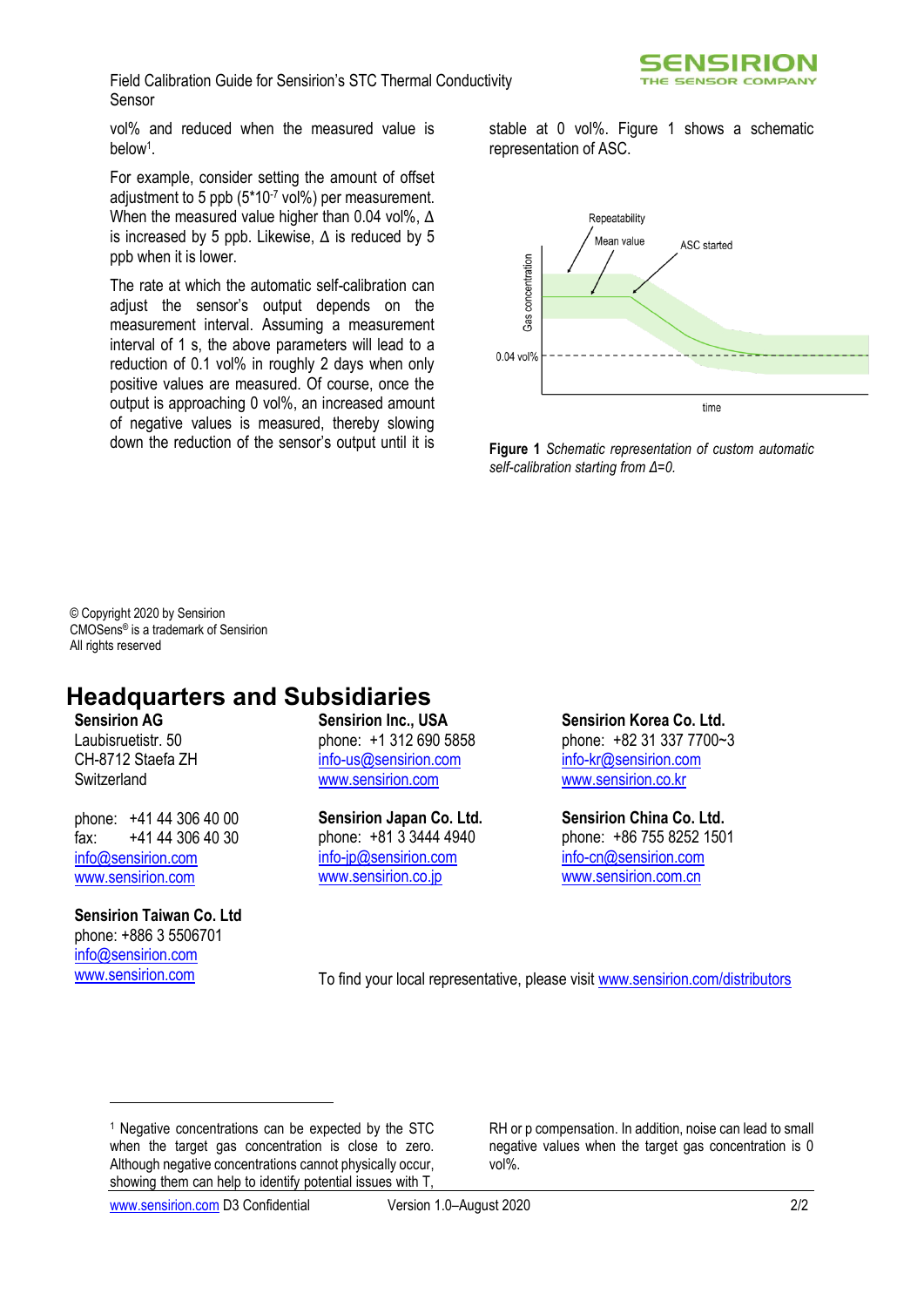vol% and reduced when the measured value is below[1].

For example, consider setting the amount of offset adjustment to 5 ppb ($5*10^{-7}$ vol%) per measurement. When the measured value higher than 0.04 vol%, $\Delta$ is increased by 5 ppb. Likewise, $\Delta$ is reduced by 5 ppb when it is lower.

The rate at which the automatic self-calibration can adjust the sensor's output depends on the measurement interval. Assuming a measurement interval of 1 s, the above parameters will lead to a reduction of 0.1 vol% in roughly 2 days when only positive values are measured. Of course, once the output is approaching 0 vol%, an increased amount of negative values is measured, thereby slowing down the reduction of the sensor's output until it is stable at 0 vol%. Figure 1 shows a schematic representation of ASC.

Repeatability

Mean value

ASC started

Gas concentration

0.04 vol%

time

**Figure 1** *Schematic representation of custom automatic self-calibration starting from Δ=0.*

© Copyright 2020 by Sensirion
CMOSens® is a trademark of Sensirion
All rights reserved

# Headquarters and Subsidiaries

**Sensirion AG**
Laubisruetistr. 50
CH-8712 Staefa ZH
Switzerland

phone: +41 44 306 40 00
fax: +41 44 306 40 30
info@sensirion.com
www.sensirion.com

**Sensirion Taiwan Co. Ltd**
phone: +886 3 5506701
info@sensirion.com
www.sensirion.com

**Sensirion Inc., USA**
phone: +1 312 690 5858
info-us@sensirion.com
www.sensirion.com

**Sensirion Japan Co. Ltd.**
phone: +81 3 3444 4940
info-jp@sensirion.com
www.sensirion.co.jp

**Sensirion Korea Co. Ltd.**
phone: +82 31 337 7700~3
info-kr@sensirion.com
www.sensirion.co.kr

**Sensirion China Co. Ltd.**
phone: +86 755 8252 1501
info-cn@sensirion.com
www.sensirion.com.cn

To find your local representative, please visit www.sensirion.com/distributors

[1] Negative concentrations can be expected by the STC when the target gas concentration is close to zero. Although negative concentrations cannot physically occur, showing them can help to identify potential issues with T, RH or p compensation. In addition, noise can lead to small negative values when the target gas concentration is 0 vol%.